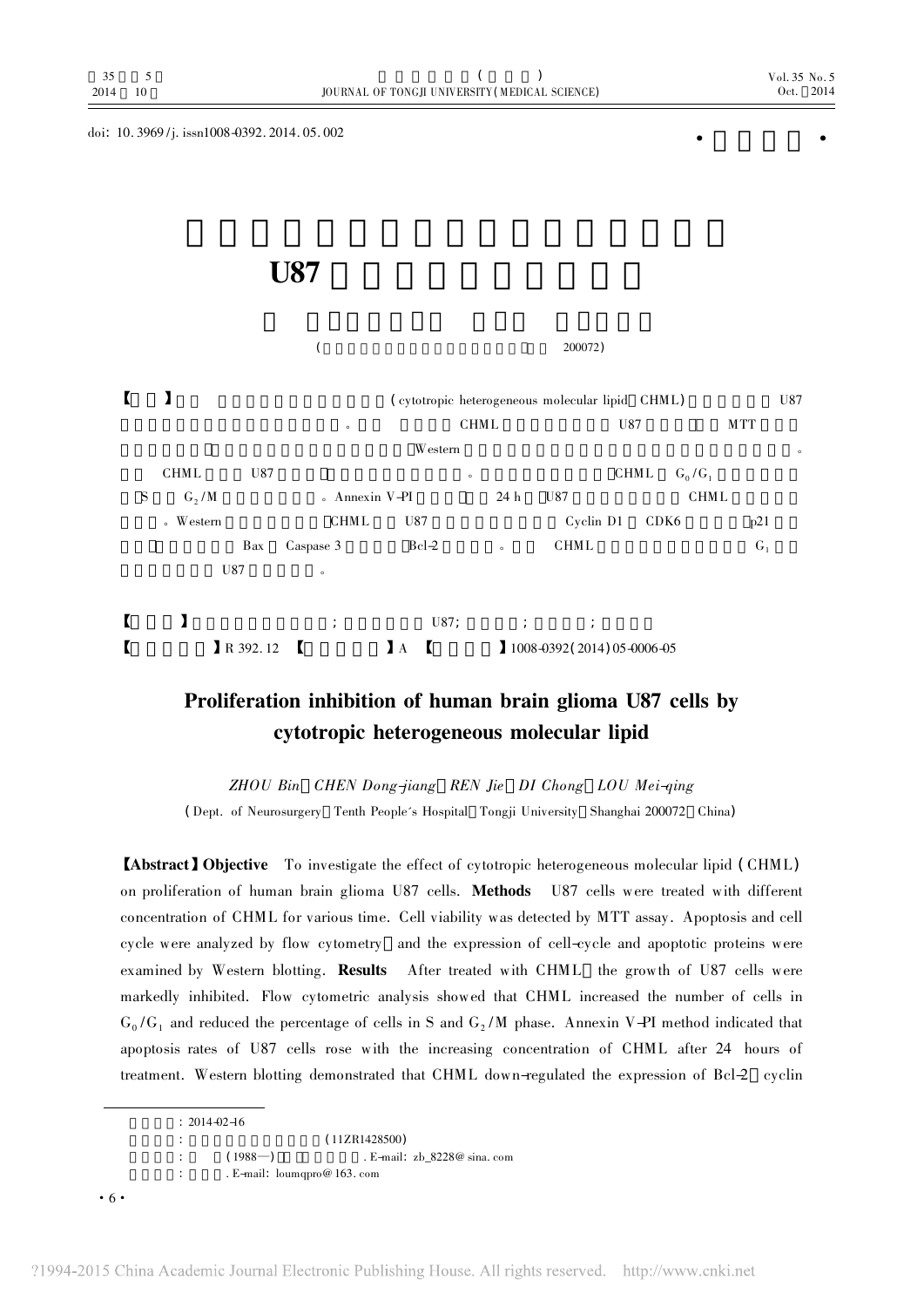doi: 10.3969/j.issn1008-0392.2014.05.002

# U87

( 200072)

【 】 (cytotropic heterogeneous molecular lipid CHML) U87 。 CHML U87 MTT Western 。 CHML U87 。 CHML $G_0/G_1$ S $G_2/M$ 。Annexin V-PI 24 h U87 CHML 。Western CHML U87 Cyclin D1 CDK6 p21 Bax Caspase 3 Bcl-2 。 CHML $G_1$ U87 。

【 】 ; U87; ; ;

【 】R 392.12 【 】A 【 】1008-0392(2014)05-0006-05

## Proliferation inhibition of human brain glioma U87 cells by cytotropic heterogeneous molecular lipid

*ZHOU Bin CHEN Dong-jiang REN Jie DI Chong LOU Mei-qing*

(Dept. of Neurosurgery Tenth People's Hospital Tongji University Shanghai 200072 China)

**【Abstract】Objective** To investigate the effect of cytotropic heterogeneous molecular lipid (CHML) on proliferation of human brain glioma U87 cells. **Methods** U87 cells were treated with different concentration of CHML for various time. Cell viability was detected by MTT assay. Apoptosis and cell cycle were analyzed by flow cytometry and the expression of cell-cycle and apoptotic proteins were examined by Western blotting. **Results** After treated with CHML the growth of U87 cells were markedly inhibited. Flow cytometric analysis showed that CHML increased the number of cells in $G_0/G_1$ and reduced the percentage of cells in S and $G_2/M$ phase. Annexin V-PI method indicated that apoptosis rates of U87 cells rose with the increasing concentration of CHML after 24 hours of treatment. Western blotting demonstrated that CHML down-regulated the expression of Bcl-2 cyclin

: 2014-02-16

: (11ZR1428500)

: (1988—) . E-mail: zb_8228@sina.com

: . E-mail: loumqpro@163.com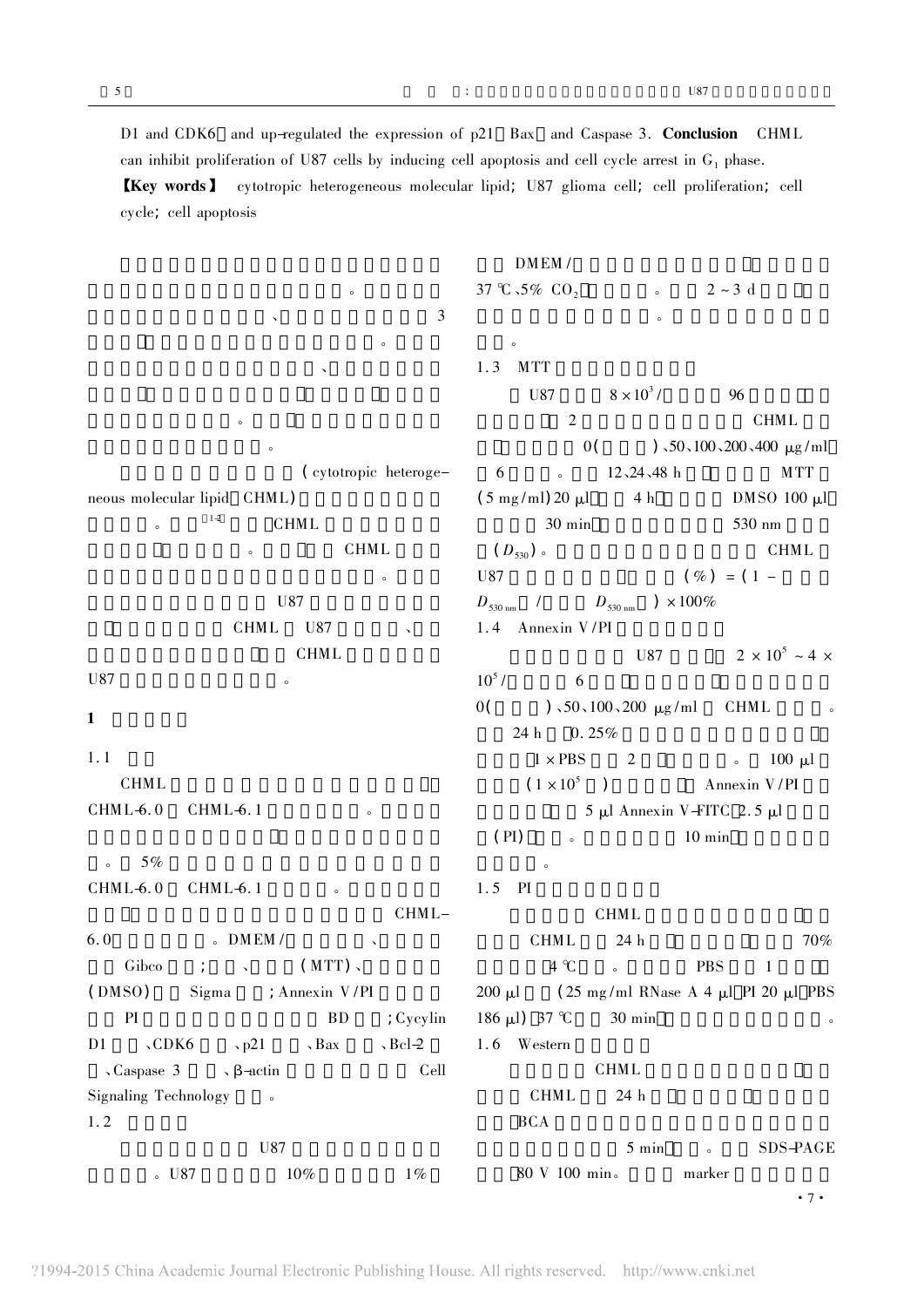D1 and CDK6 and up-regulated the expression of p21 Bax and Caspase 3. **Conclusion** CHML can inhibit proliferation of U87 cells by inducing cell apoptosis and cell cycle arrest in $G_1$ phase.

**【Key words】** cytotropic heterogeneous molecular lipid; U87 glioma cell; cell proliferation; cell cycle; cell apoptosis

。 、 3

。

、

。

。

( cytotropic heterogeneous molecular lipid CHML)

。 [1-2] CHML

。 CHML

。

U87

CHML U87 、

CHML

U87 。

## 1

### 1.1

CHML

CHML-6.0 CHML-6.1 。

。 5%

CHML-6.0 CHML-6.1 。

CHML-6.0 。DMEM/ 、

Gibco ; 、 (MTT)、

(DMSO) Sigma ; Annexin V/PI

PI BD ; Cycylin D1 、CDK6 、p21 、Bax 、Bcl-2 、Caspase 3 、β-actin Cell Signaling Technology 。

### 1.2

U87

。U87 10% 1%

DMEM/

37 ℃、5% $CO_2$ 。 2 ~ 3 d

。

。

### 1.3 MTT

U87 $8 \times 10^3$/ 96

2 CHML

0( )、50、100、200、400 μg/ml

6 。 12、24、48 h MTT

(5 mg/ml) 20 μl 4 h DMSO 100 μl

30 min 530 nm

($D_{530}$)。 CHML

U87 (%) = (1 − $D_{530\ nm}$ / $D_{530\ nm}$ ) × 100%

### 1.4 Annexin V/PI

U87 $2 \times 10^5$ ~ $4 \times 10^5$/ 6

0( )、50、100、200 μg/ml CHML 。

24 h 0.25%

1 × PBS 2 。 100 μl

($1 \times 10^5$ ) Annexin V/PI

5 μl Annexin V-FITC 2.5 μl

(PI) 。 10 min

。

### 1.5 PI

CHML

CHML 24 h 70%

4 ℃ 。 PBS 1

200 μl (25 mg/ml RNase A 4 μl PI 20 μl PBS 186 μl) 37 ℃ 30 min 。

### 1.6 Western

CHML

CHML 24 h

BCA

5 min 。 SDS-PAGE

80 V 100 min。 marker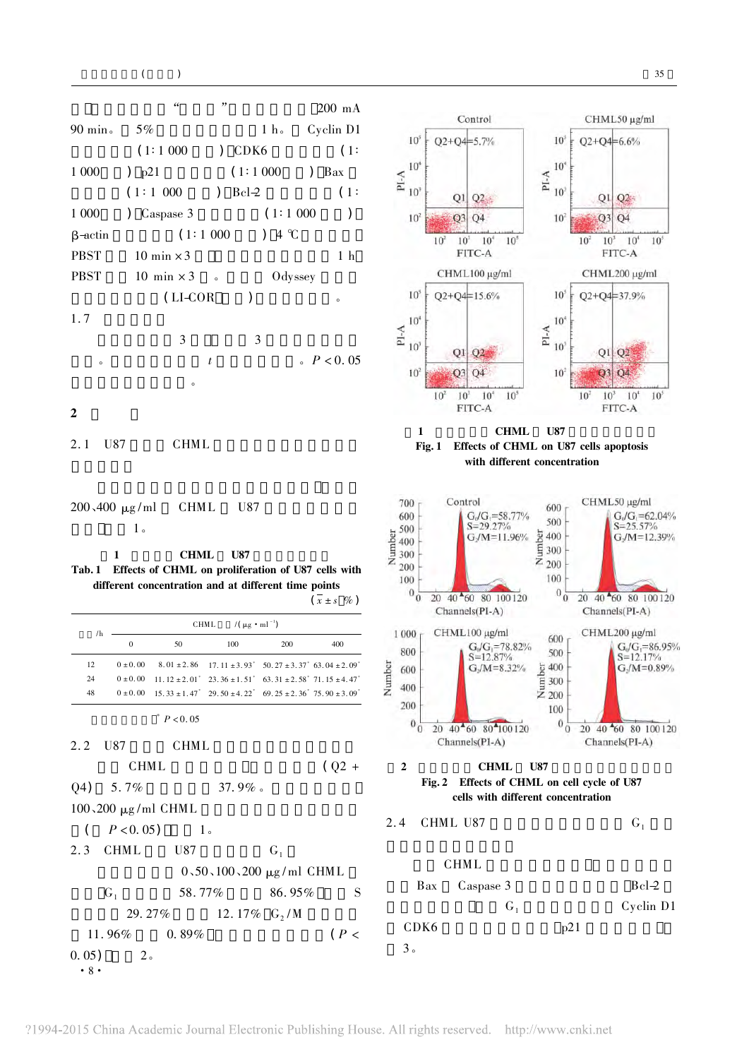"三明治"... 200 mA 90 min。5% 1 h。Cyclin D1 (1∶1 000 ) CDK6 (1∶1 000 ) p21 (1∶1 000 ) Bax (1∶1 000 ) Bcl-2 (1∶1 000 ) Caspase 3 (1∶1 000 ) β-actin (1∶1 000 ) 4 ℃ PBST 10 min×3 1 h PBST 10 min×3 。Odyssey (LI-COR ) 。

1.7

3 3 。 $t$ 。$P<0.05$ 。

## 2

### 2.1 U87 CHML

200、400 μg/ml CHML U87 1。

**1 CHML U87**

**Tab. 1 Effects of CHML on proliferation of U87 cells with different concentration and at different time points** ($\bar{x}\pm s$ %)

| /h | CHML /(μg·ml⁻¹) | | | | |
|---|---|---|---|---|---|
| | 0 | 50 | 100 | 200 | 400 |
| 12 | 0±0.00 | 8.01±2.86 | 17.11±3.93* | 50.27±3.37* | 63.04±2.09* |
| 24 | 0±0.00 | 11.12±2.01* | 23.36±1.51* | 63.31±2.58* | 71.15±4.47* |
| 48 | 0±0.00 | 15.33±1.47* | 29.50±4.22* | 69.25±2.36* | 75.90±3.09* |

* $P<0.05$

### 2.2 U87 CHML

CHML (Q2+Q4) 5.7% 37.9%。100、200 μg/ml CHML ($P<0.05$) 1。

### 2.3 CHML U87 $G_1$

0、50、100、200 μg/ml CHML $G_1$ 58.77% 86.95% S 29.27% 12.17% $G_2$/M 11.96% 0.89% ($P<0.05$) 2。

**1 CHML U87**

**Fig. 1 Effects of CHML on U87 cells apoptosis with different concentration**

**2 CHML U87**

**Fig. 2 Effects of CHML on cell cycle of U87 cells with different concentration**

### 2.4 CHML U87 $G_1$

CHML Bax Caspase 3 Bcl-2 $G_1$ Cyclin D1 CDK6 p21 3。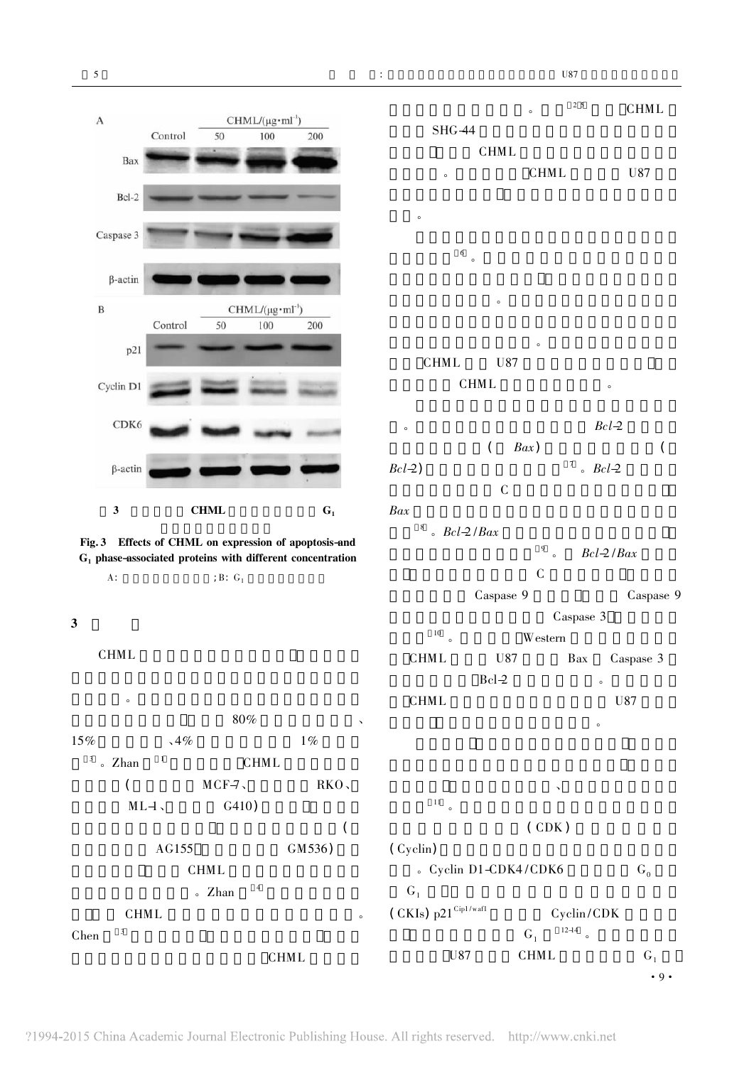**3** CHML $G_1$

**Fig. 3 Effects of CHML on expression of apoptosis-and $G_1$ phase-associated proteins with different concentration**

A: ; B: $G_1$

## 3

CHML

。

80% 、 15% 、4% 1% [3]。Zhan [1] CHML (MCF-7、 RKO、 ML-1、 G410) ( AG155 GM536) CHML 。Zhan [4] CHML 。 Chen [5] CHML

。 [2,5] CHML SHG-44 CHML 。 CHML U87 。

[6]。 。 。 CHML U87 CHML 。

。 Bcl-2 ( Bax) ( Bcl-2) [7]。Bcl-2 C Bax [8]。Bcl-2/Bax [9]。 Bcl-2/Bax C Caspase 9 Caspase 9 Caspase 3 [10]。 Western CHML U87 Bax Caspase 3 Bcl-2 。 CHML U87 。

、 [11]。 (CDK) (Cyclin) 。Cyclin D1-CDK4/CDK6 $G_0$ $G_1$ (CKIs) $p21^{Cip1/waf1}$ Cyclin/CDK $G_1$ [12-14]。 U87 CHML $G_1$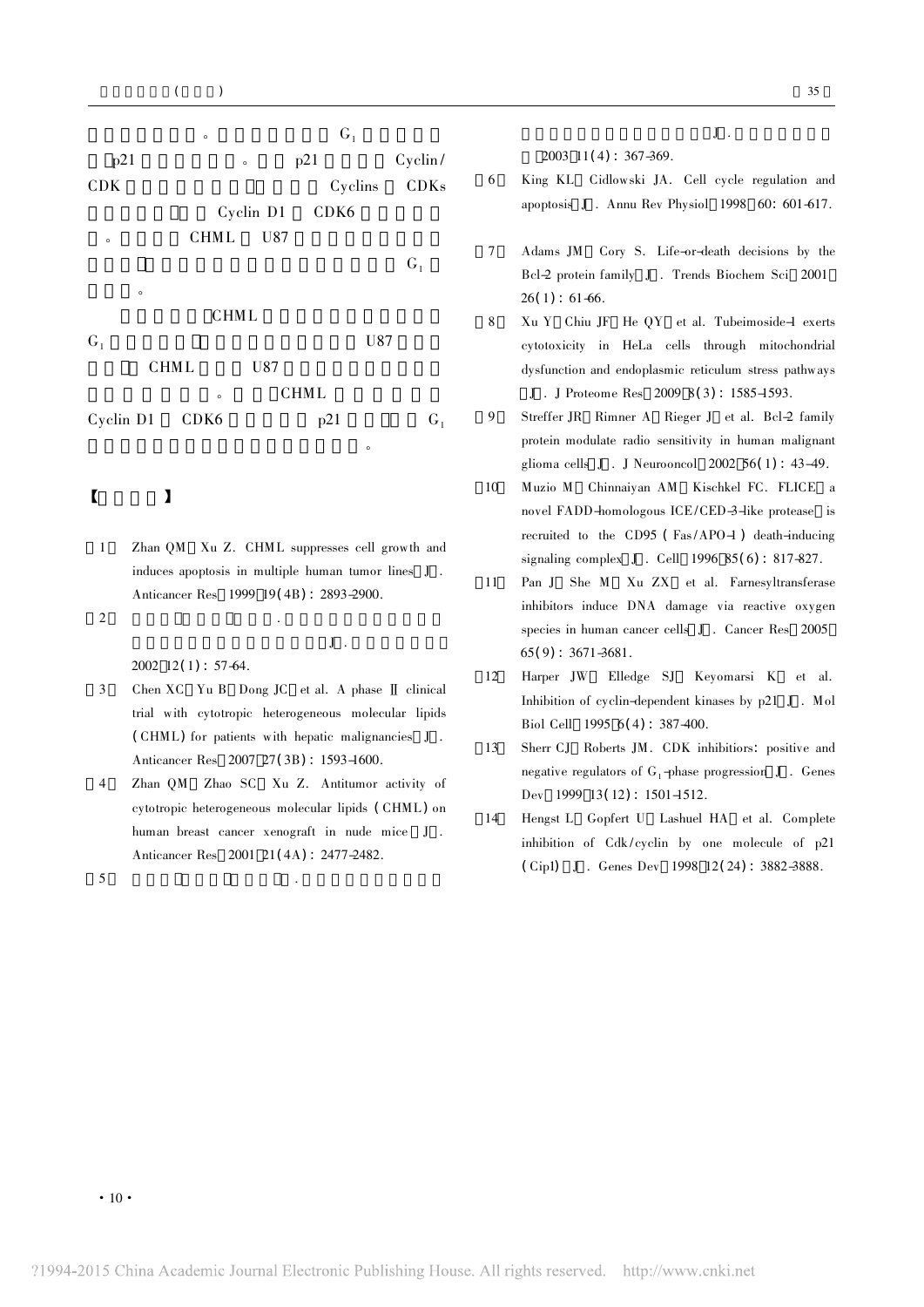。 $G_1$

p21 。 p21 Cyclin/CDK Cyclins CDKs

Cyclin D1 CDK6

。 CHML U87

$G_1$

。

CHML

$G_1$ U87

CHML U87

。 CHML

Cyclin D1 CDK6 p21 $G_1$

。

【 】

1 Zhan QM Xu Z. CHML suppresses cell growth and induces apoptosis in multiple human tumor lines J . Anticancer Res 1999 19(4B): 2893-2900.

2 . J . 2002 12(1): 57-64.

3 Chen XC Yu B Dong JC et al. A phase Ⅱ clinical trial with cytotropic heterogeneous molecular lipids (CHML) for patients with hepatic malignancies J . Anticancer Res 2007 27(3B): 1593-1600.

4 Zhan QM Zhao SC Xu Z. Antitumor activity of cytotropic heterogeneous molecular lipids (CHML) on human breast cancer xenograft in nude mice J . Anticancer Res 2001 21(4A): 2477-2482.

5 . J . 2003 11(4): 367-369.

6 King KL Cidlowski JA. Cell cycle regulation and apoptosis J . Annu Rev Physiol 1998 60: 601-617.

7 Adams JM Cory S. Life-or-death decisions by the Bcl-2 protein family J . Trends Biochem Sci 2001 26(1): 61-66.

8 Xu Y Chiu JF He QY et al. Tubeimoside-1 exerts cytotoxicity in HeLa cells through mitochondrial dysfunction and endoplasmic reticulum stress pathways J . J Proteome Res 2009 8(3): 1585-1593.

9 Streffer JR Rimner A Rieger J et al. Bcl-2 family protein modulate radio sensitivity in human malignant glioma cells J . J Neurooncol 2002 56(1): 43-49.

10 Muzio M Chinnaiyan AM Kischkel FC. FLICE a novel FADD-homologous ICE/CED-3-like protease is recruited to the CD95 (Fas/APO-1) death-inducing signaling complex J . Cell 1996 85(6): 817-827.

11 Pan J She M Xu ZX et al. Farnesyltransferase inhibitors induce DNA damage via reactive oxygen species in human cancer cells J . Cancer Res 2005 65(9): 3671-3681.

12 Harper JW Elledge SJ Keyomarsi K et al. Inhibition of cyclin-dependent kinases by p21 J . Mol Biol Cell 1995 6(4): 387-400.

13 Sherr CJ Roberts JM. CDK inhibitiors: positive and negative regulators of $G_1$-phase progression J . Genes Dev 1999 13(12): 1501-1512.

14 Hengst L Gopfert U Lashuel HA et al. Complete inhibition of Cdk/cyclin by one molecule of p21 (Cip1) J . Genes Dev 1998 12(24): 3882-3888.